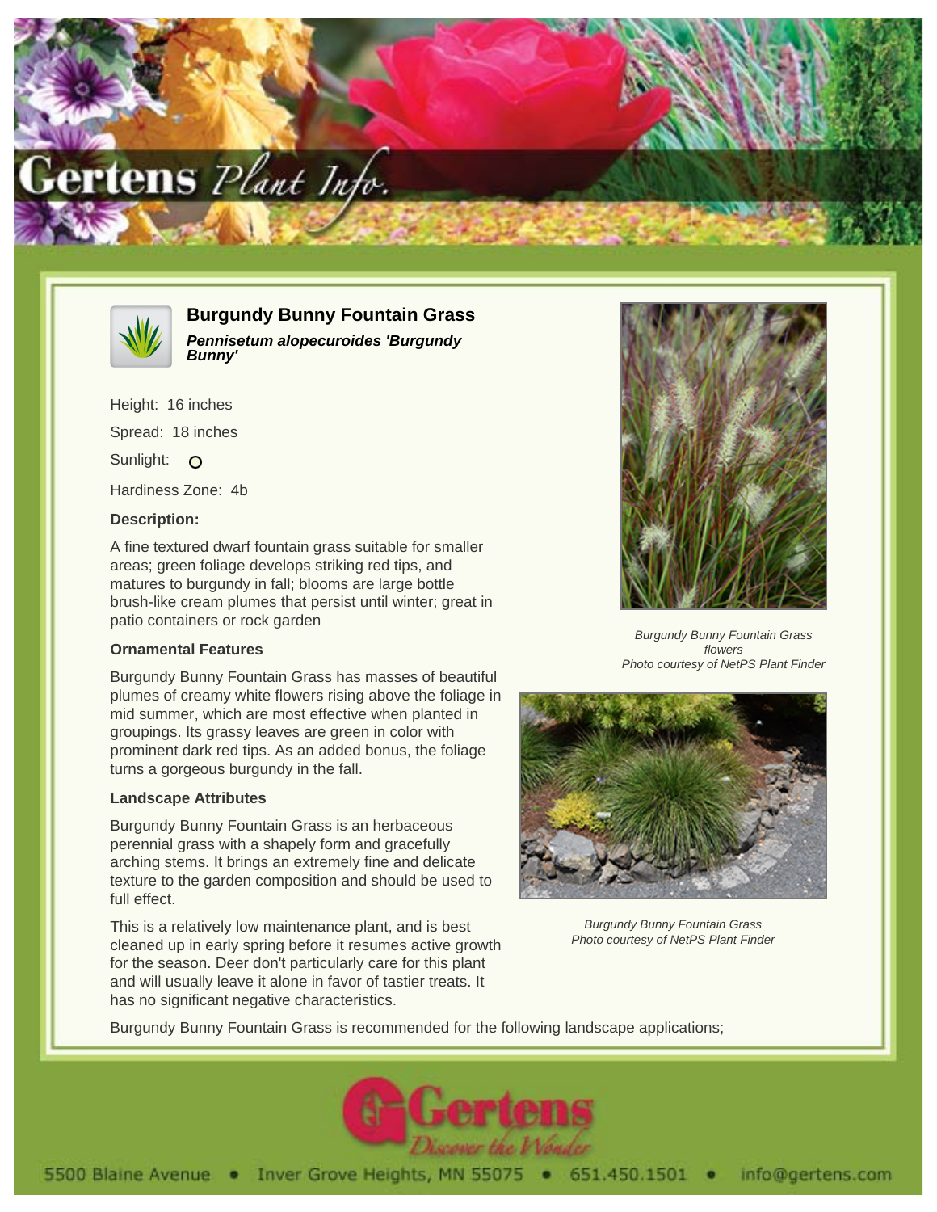# Burgundy Bunny Fountain Grass

***Pennisetum alopecuroides 'Burgundy Bunny'***

Height: 16 inches

Spread: 18 inches

Sunlight: O

Hardiness Zone: 4b

### Description:

A fine textured dwarf fountain grass suitable for smaller areas; green foliage develops striking red tips, and matures to burgundy in fall; blooms are large bottle brush-like cream plumes that persist until winter; great in patio containers or rock garden

### Ornamental Features

Burgundy Bunny Fountain Grass has masses of beautiful plumes of creamy white flowers rising above the foliage in mid summer, which are most effective when planted in groupings. Its grassy leaves are green in color with prominent dark red tips. As an added bonus, the foliage turns a gorgeous burgundy in the fall.

### Landscape Attributes

Burgundy Bunny Fountain Grass is an herbaceous perennial grass with a shapely form and gracefully arching stems. It brings an extremely fine and delicate texture to the garden composition and should be used to full effect.

This is a relatively low maintenance plant, and is best cleaned up in early spring before it resumes active growth for the season. Deer don't particularly care for this plant and will usually leave it alone in favor of tastier treats. It has no significant negative characteristics.

Burgundy Bunny Fountain Grass is recommended for the following landscape applications;

*Burgundy Bunny Fountain Grass flowers*
*Photo courtesy of NetPS Plant Finder*

*Burgundy Bunny Fountain Grass*
*Photo courtesy of NetPS Plant Finder*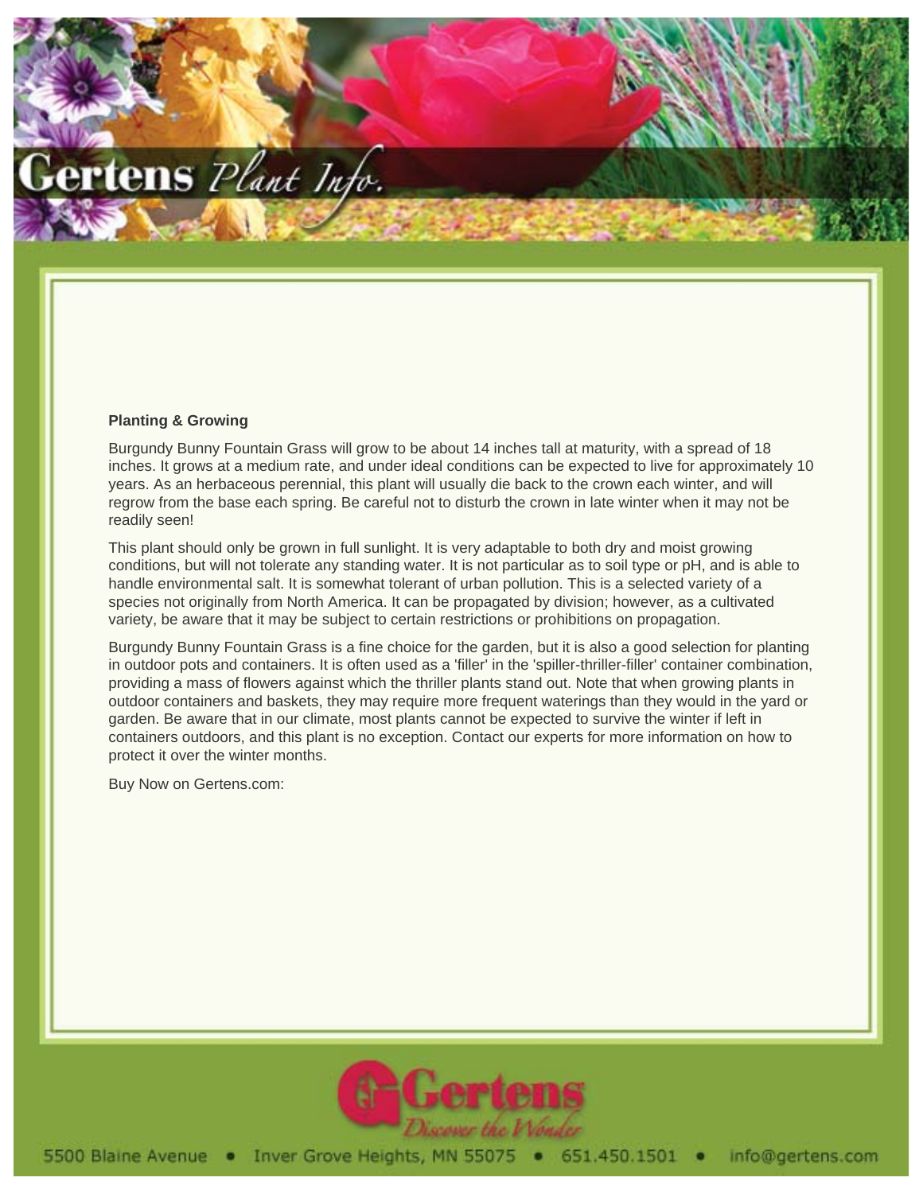### Planting & Growing

Burgundy Bunny Fountain Grass will grow to be about 14 inches tall at maturity, with a spread of 18 inches. It grows at a medium rate, and under ideal conditions can be expected to live for approximately 10 years. As an herbaceous perennial, this plant will usually die back to the crown each winter, and will regrow from the base each spring. Be careful not to disturb the crown in late winter when it may not be readily seen!

This plant should only be grown in full sunlight. It is very adaptable to both dry and moist growing conditions, but will not tolerate any standing water. It is not particular as to soil type or pH, and is able to handle environmental salt. It is somewhat tolerant of urban pollution. This is a selected variety of a species not originally from North America. It can be propagated by division; however, as a cultivated variety, be aware that it may be subject to certain restrictions or prohibitions on propagation.

Burgundy Bunny Fountain Grass is a fine choice for the garden, but it is also a good selection for planting in outdoor pots and containers. It is often used as a 'filler' in the 'spiller-thriller-filler' container combination, providing a mass of flowers against which the thriller plants stand out. Note that when growing plants in outdoor containers and baskets, they may require more frequent waterings than they would in the yard or garden. Be aware that in our climate, most plants cannot be expected to survive the winter if left in containers outdoors, and this plant is no exception. Contact our experts for more information on how to protect it over the winter months.

Buy Now on Gertens.com: